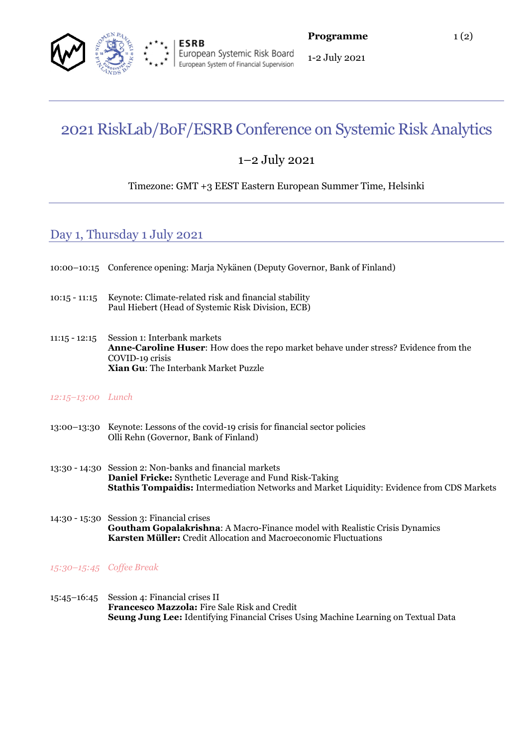**Programme**

1-2 July 2021

# 2021 RiskLab/BoF/ESRB Conference on Systemic Risk Analytics

1–2 July 2021

Timezone: GMT +3 EEST Eastern European Summer Time, Helsinki

## Day 1, Thursday 1 July 2021

10:00–10:15 Conference opening: Marja Nykänen (Deputy Governor, Bank of Finland)

10:15 - 11:15 Keynote: Climate-related risk and financial stability
Paul Hiebert (Head of Systemic Risk Division, ECB)

11:15 - 12:15 Session 1: Interbank markets
**Anne-Caroline Huser**: How does the repo market behave under stress? Evidence from the COVID-19 crisis
**Xian Gu**: The Interbank Market Puzzle

*12:15–13:00 Lunch*

13:00–13:30 Keynote: Lessons of the covid-19 crisis for financial sector policies
Olli Rehn (Governor, Bank of Finland)

13:30 - 14:30 Session 2: Non-banks and financial markets
**Daniel Fricke:** Synthetic Leverage and Fund Risk-Taking
**Stathis Tompaidis:** Intermediation Networks and Market Liquidity: Evidence from CDS Markets

14:30 - 15:30 Session 3: Financial crises
**Goutham Gopalakrishna**: A Macro-Finance model with Realistic Crisis Dynamics
**Karsten Müller:** Credit Allocation and Macroeconomic Fluctuations

*15:30–15:45 Coffee Break*

15:45–16:45 Session 4: Financial crises II
**Francesco Mazzola:** Fire Sale Risk and Credit
**Seung Jung Lee:** Identifying Financial Crises Using Machine Learning on Textual Data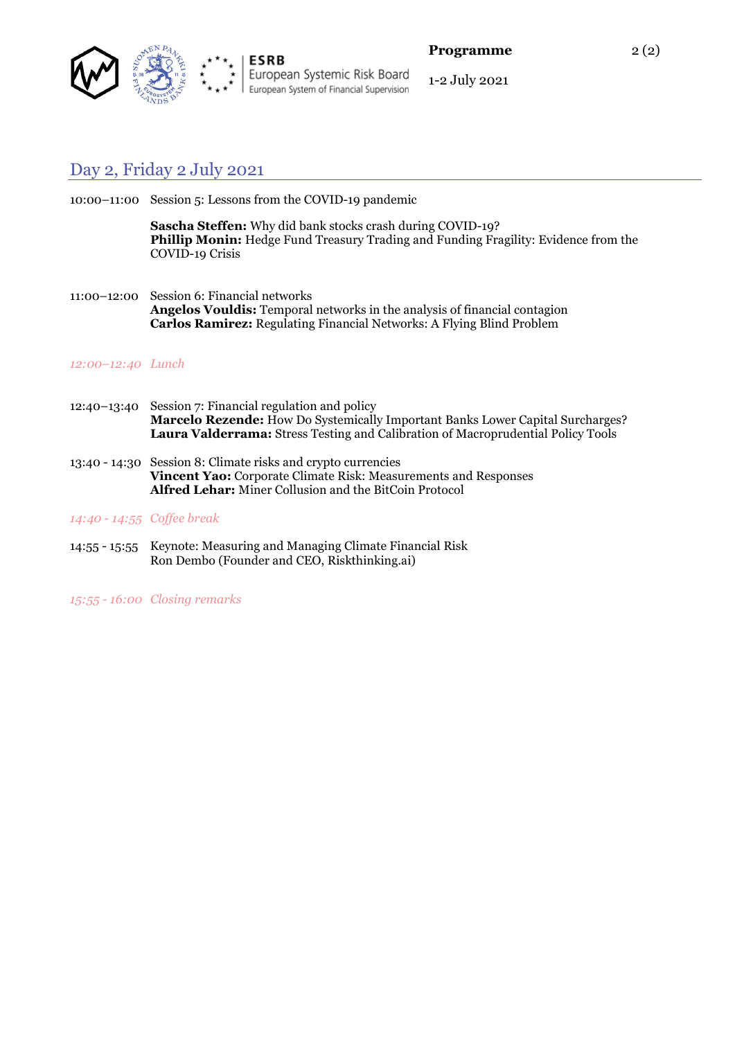## Day 2, Friday 2 July 2021

10:00–11:00 Session 5: Lessons from the COVID-19 pandemic

**Sascha Steffen:** Why did bank stocks crash during COVID-19?
**Phillip Monin:** Hedge Fund Treasury Trading and Funding Fragility: Evidence from the COVID-19 Crisis

11:00–12:00 Session 6: Financial networks
**Angelos Vouldis:** Temporal networks in the analysis of financial contagion
**Carlos Ramirez:** Regulating Financial Networks: A Flying Blind Problem

*12:00–12:40 Lunch*

12:40–13:40 Session 7: Financial regulation and policy
**Marcelo Rezende:** How Do Systemically Important Banks Lower Capital Surcharges?
**Laura Valderrama:** Stress Testing and Calibration of Macroprudential Policy Tools

13:40 - 14:30 Session 8: Climate risks and crypto currencies
**Vincent Yao:** Corporate Climate Risk: Measurements and Responses
**Alfred Lehar:** Miner Collusion and the BitCoin Protocol

*14:40 - 14:55 Coffee break*

14:55 - 15:55 Keynote: Measuring and Managing Climate Financial Risk
Ron Dembo (Founder and CEO, Riskthinking.ai)

*15:55 - 16:00 Closing remarks*